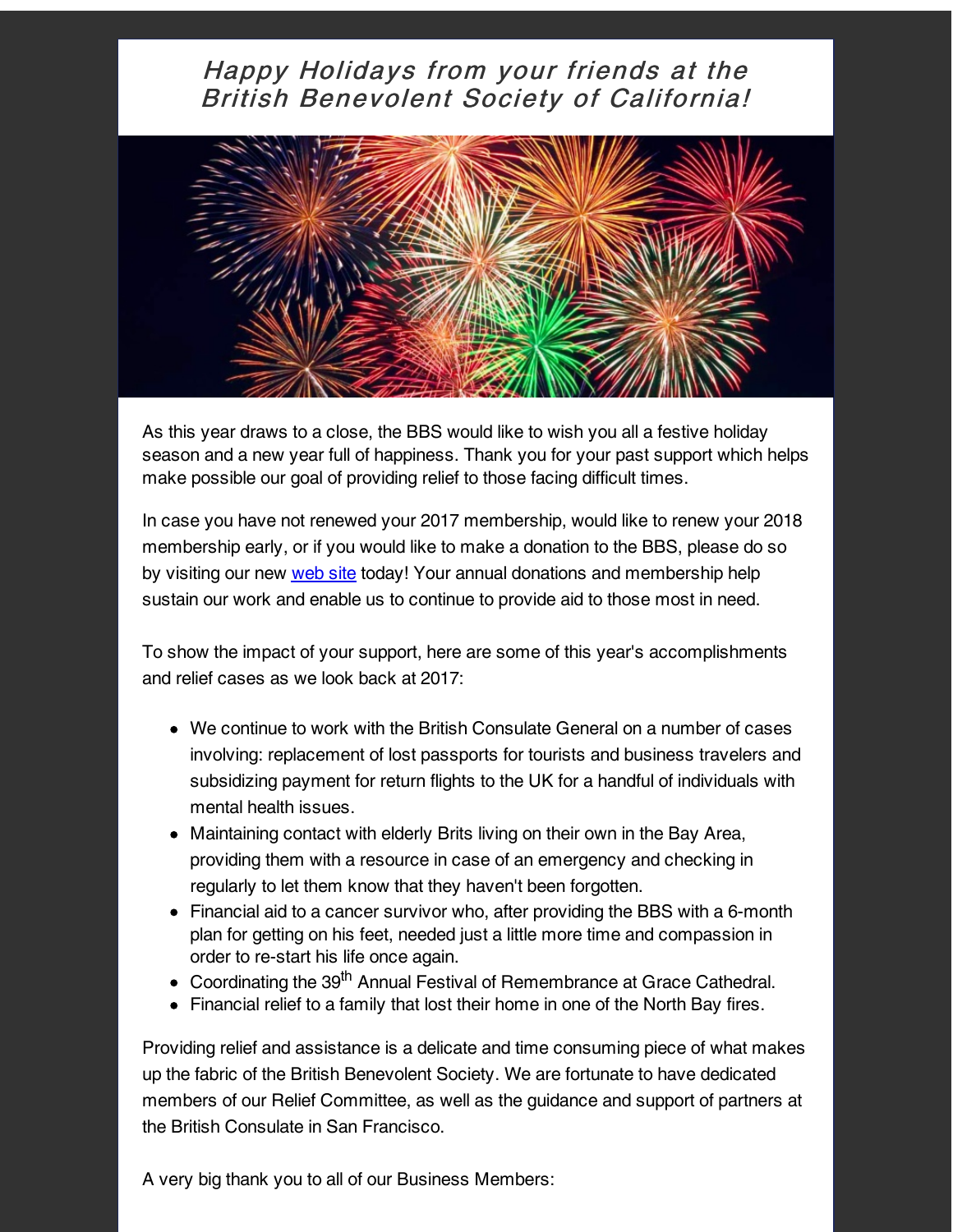# *Happy Holidays from your friends at the British Benevolent Society of California!*

As this year draws to a close, the BBS would like to wish you all a festive holiday season and a new year full of happiness. Thank you for your past support which helps make possible our goal of providing relief to those facing difficult times.

In case you have not renewed your 2017 membership, would like to renew your 2018 membership early, or if you would like to make a donation to the BBS, please do so by visiting our new web site today! Your annual donations and membership help sustain our work and enable us to continue to provide aid to those most in need.

To show the impact of your support, here are some of this year's accomplishments and relief cases as we look back at 2017:

- We continue to work with the British Consulate General on a number of cases involving: replacement of lost passports for tourists and business travelers and subsidizing payment for return flights to the UK for a handful of individuals with mental health issues.
- Maintaining contact with elderly Brits living on their own in the Bay Area, providing them with a resource in case of an emergency and checking in regularly to let them know that they haven't been forgotten.
- Financial aid to a cancer survivor who, after providing the BBS with a 6-month plan for getting on his feet, needed just a little more time and compassion in order to re-start his life once again.
- Coordinating the 39th Annual Festival of Remembrance at Grace Cathedral.
- Financial relief to a family that lost their home in one of the North Bay fires.

Providing relief and assistance is a delicate and time consuming piece of what makes up the fabric of the British Benevolent Society. We are fortunate to have dedicated members of our Relief Committee, as well as the guidance and support of partners at the British Consulate in San Francisco.

A very big thank you to all of our Business Members: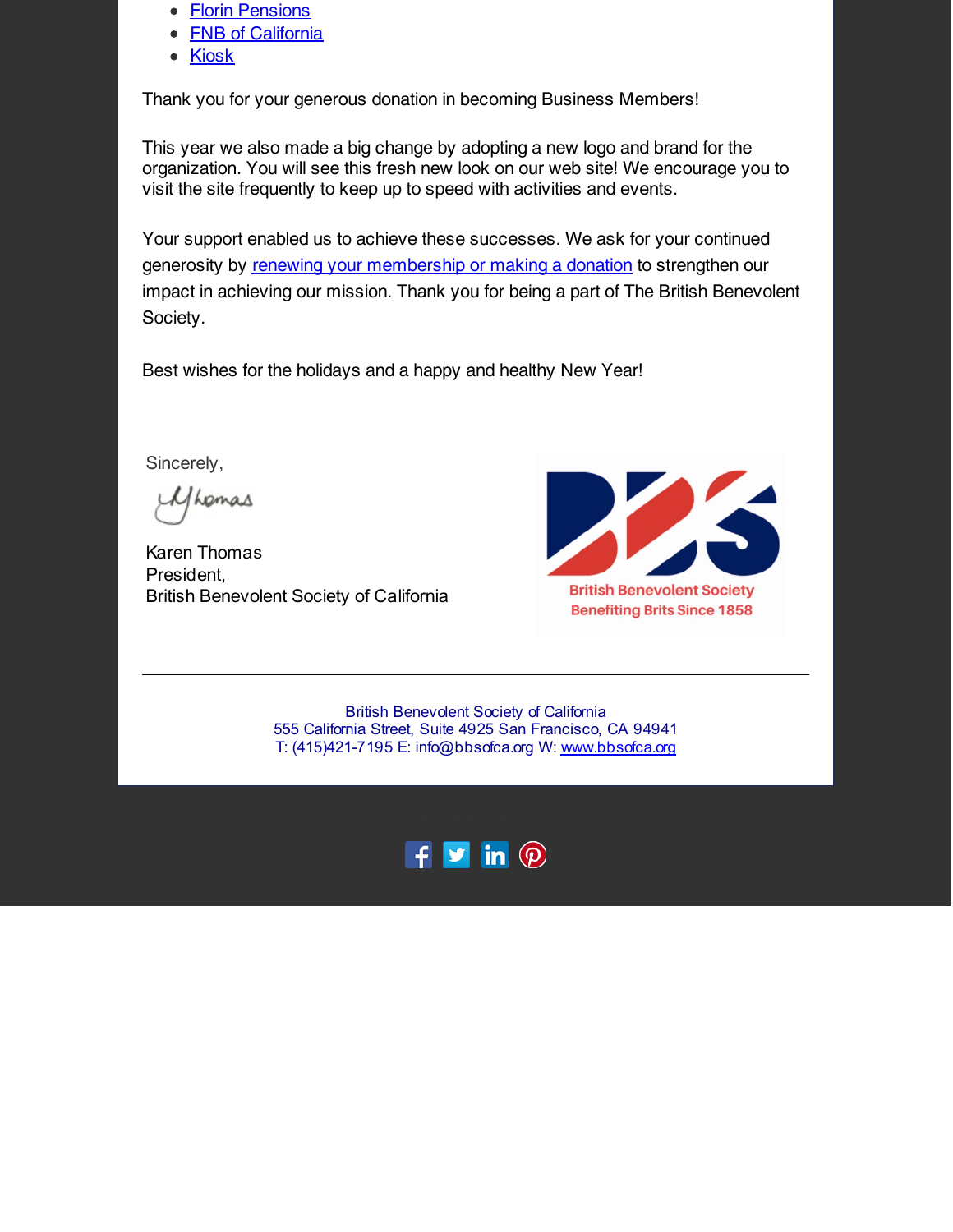- Florin Pensions
- FNB of California
- Kiosk

Thank you for your generous donation in becoming Business Members!

This year we also made a big change by adopting a new logo and brand for the organization. You will see this fresh new look on our web site! We encourage you to visit the site frequently to keep up to speed with activities and events.

Your support enabled us to achieve these successes. We ask for your continued generosity by renewing your membership or making a donation to strengthen our impact in achieving our mission. Thank you for being a part of The British Benevolent Society.

Best wishes for the holidays and a happy and healthy New Year!

Sincerely,

Karen Thomas
President,
British Benevolent Society of California

British Benevolent Society
Benefiting Brits Since 1858

---

British Benevolent Society of California
555 California Street, Suite 4925 San Francisco, CA 94941
T: (415)421-7195 E: info@bbsofca.org W: www.bbsofca.org